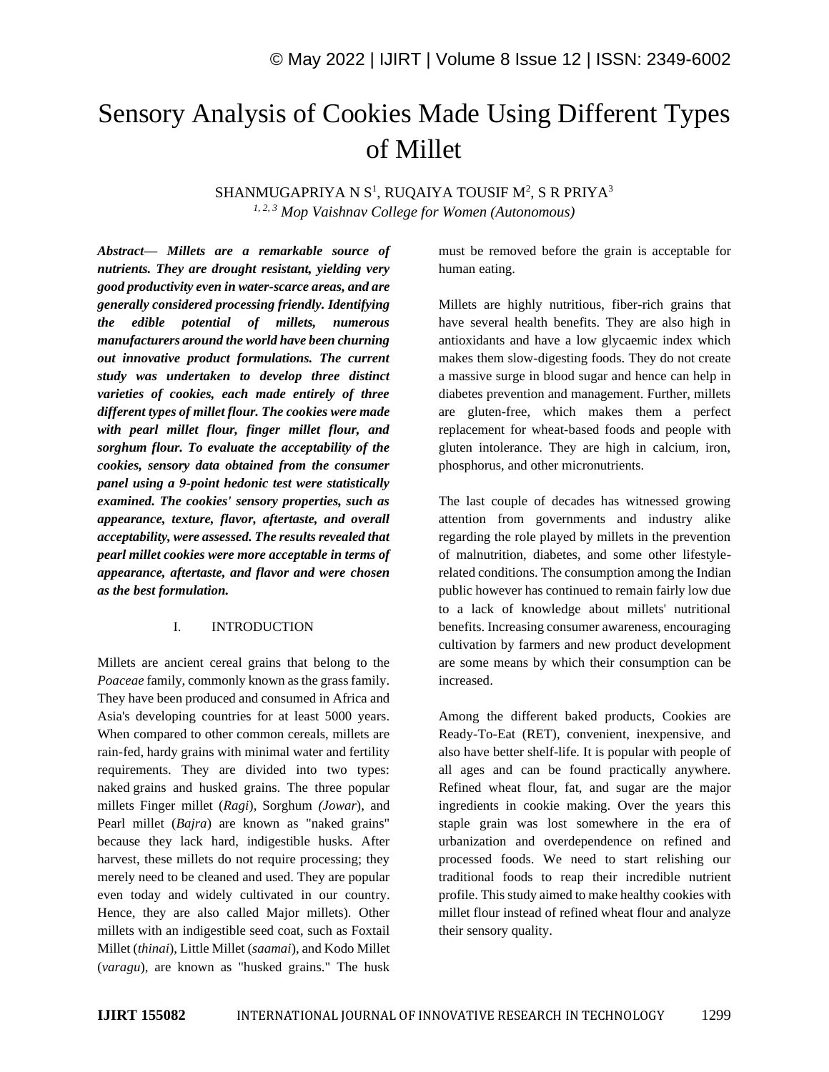# Sensory Analysis of Cookies Made Using Different Types of Millet

SHANMUGAPRIYA N S[1], RUQAIYA TOUSIF M[2], S R PRIYA[3]

[1, 2, 3] *Mop Vaishnav College for Women (Autonomous)*

***Abstract—*** ***Millets are a remarkable source of nutrients. They are drought resistant, yielding very good productivity even in water-scarce areas, and are generally considered processing friendly. Identifying the edible potential of millets, numerous manufacturers around the world have been churning out innovative product formulations. The current study was undertaken to develop three distinct varieties of cookies, each made entirely of three different types of millet flour. The cookies were made with pearl millet flour, finger millet flour, and sorghum flour. To evaluate the acceptability of the cookies, sensory data obtained from the consumer panel using a 9-point hedonic test were statistically examined. The cookies' sensory properties, such as appearance, texture, flavor, aftertaste, and overall acceptability, were assessed. The results revealed that pearl millet cookies were more acceptable in terms of appearance, aftertaste, and flavor and were chosen as the best formulation.***

## I. INTRODUCTION

Millets are ancient cereal grains that belong to the *Poaceae* family, commonly known as the grass family. They have been produced and consumed in Africa and Asia's developing countries for at least 5000 years. When compared to other common cereals, millets are rain-fed, hardy grains with minimal water and fertility requirements. They are divided into two types: naked grains and husked grains. The three popular millets Finger millet (*Ragi*), Sorghum *(Jowar*), and Pearl millet (*Bajra*) are known as "naked grains" because they lack hard, indigestible husks. After harvest, these millets do not require processing; they merely need to be cleaned and used. They are popular even today and widely cultivated in our country. Hence, they are also called Major millets). Other millets with an indigestible seed coat, such as Foxtail Millet (*thinai*), Little Millet (*saamai*), and Kodo Millet (*varagu*), are known as "husked grains." The husk must be removed before the grain is acceptable for human eating.

Millets are highly nutritious, fiber-rich grains that have several health benefits. They are also high in antioxidants and have a low glycaemic index which makes them slow-digesting foods. They do not create a massive surge in blood sugar and hence can help in diabetes prevention and management. Further, millets are gluten-free, which makes them a perfect replacement for wheat-based foods and people with gluten intolerance. They are high in calcium, iron, phosphorus, and other micronutrients.

The last couple of decades has witnessed growing attention from governments and industry alike regarding the role played by millets in the prevention of malnutrition, diabetes, and some other lifestyle-related conditions. The consumption among the Indian public however has continued to remain fairly low due to a lack of knowledge about millets' nutritional benefits. Increasing consumer awareness, encouraging cultivation by farmers and new product development are some means by which their consumption can be increased.

Among the different baked products, Cookies are Ready-To-Eat (RET), convenient, inexpensive, and also have better shelf-life. It is popular with people of all ages and can be found practically anywhere. Refined wheat flour, fat, and sugar are the major ingredients in cookie making. Over the years this staple grain was lost somewhere in the era of urbanization and overdependence on refined and processed foods. We need to start relishing our traditional foods to reap their incredible nutrient profile. This study aimed to make healthy cookies with millet flour instead of refined wheat flour and analyze their sensory quality.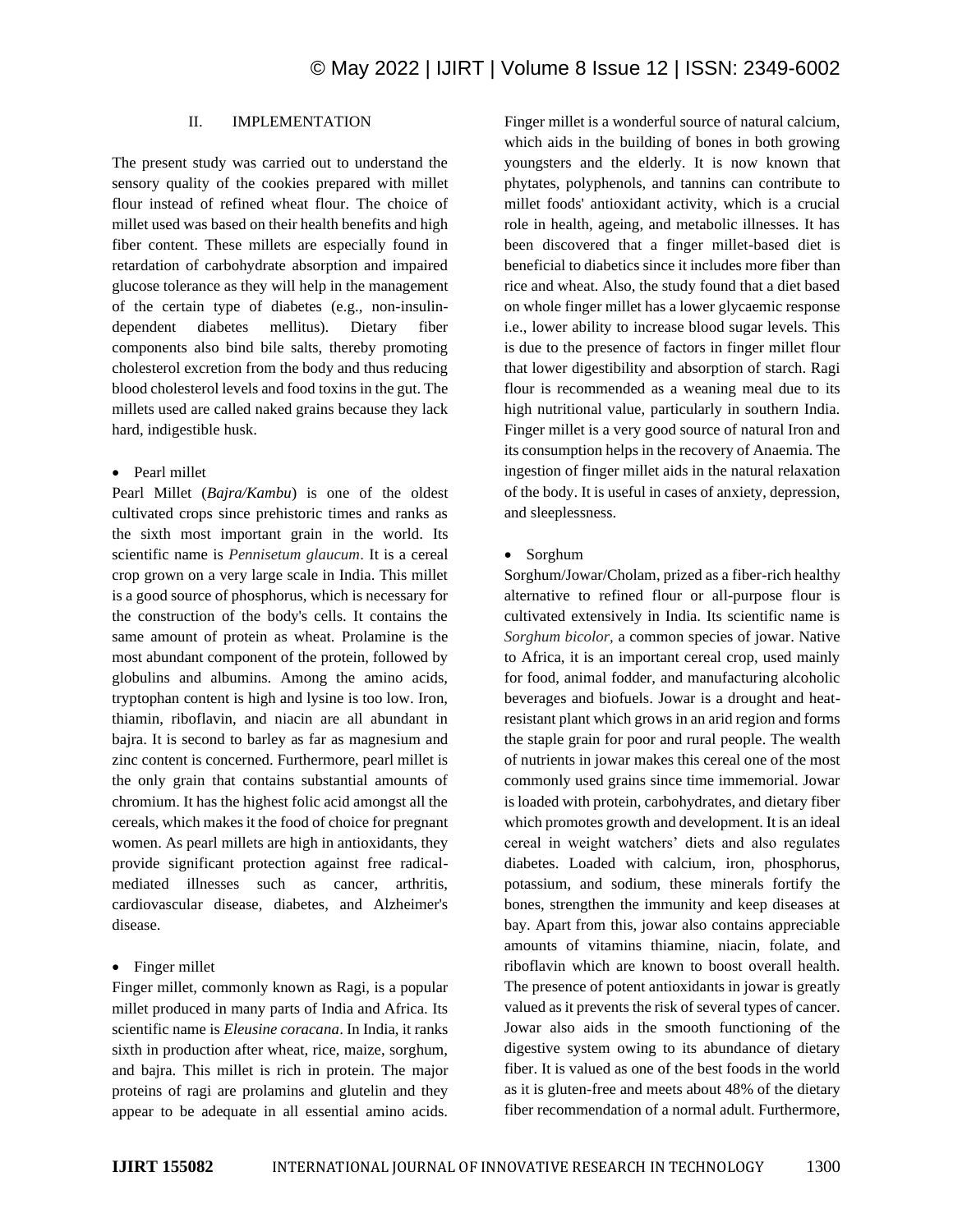## II. IMPLEMENTATION

The present study was carried out to understand the sensory quality of the cookies prepared with millet flour instead of refined wheat flour. The choice of millet used was based on their health benefits and high fiber content. These millets are especially found in retardation of carbohydrate absorption and impaired glucose tolerance as they will help in the management of the certain type of diabetes (e.g., non-insulin-dependent diabetes mellitus). Dietary fiber components also bind bile salts, thereby promoting cholesterol excretion from the body and thus reducing blood cholesterol levels and food toxins in the gut. The millets used are called naked grains because they lack hard, indigestible husk.

- Pearl millet

Pearl Millet (*Bajra/Kambu*) is one of the oldest cultivated crops since prehistoric times and ranks as the sixth most important grain in the world. Its scientific name is *Pennisetum glaucum*. It is a cereal crop grown on a very large scale in India. This millet is a good source of phosphorus, which is necessary for the construction of the body's cells. It contains the same amount of protein as wheat. Prolamine is the most abundant component of the protein, followed by globulins and albumins. Among the amino acids, tryptophan content is high and lysine is too low. Iron, thiamin, riboflavin, and niacin are all abundant in bajra. It is second to barley as far as magnesium and zinc content is concerned. Furthermore, pearl millet is the only grain that contains substantial amounts of chromium. It has the highest folic acid amongst all the cereals, which makes it the food of choice for pregnant women. As pearl millets are high in antioxidants, they provide significant protection against free radical-mediated illnesses such as cancer, arthritis, cardiovascular disease, diabetes, and Alzheimer's disease.

- Finger millet

Finger millet, commonly known as Ragi, is a popular millet produced in many parts of India and Africa. Its scientific name is *Eleusine coracana*. In India, it ranks sixth in production after wheat, rice, maize, sorghum, and bajra. This millet is rich in protein. The major proteins of ragi are prolamins and glutelin and they appear to be adequate in all essential amino acids. Finger millet is a wonderful source of natural calcium, which aids in the building of bones in both growing youngsters and the elderly. It is now known that phytates, polyphenols, and tannins can contribute to millet foods' antioxidant activity, which is a crucial role in health, ageing, and metabolic illnesses. It has been discovered that a finger millet-based diet is beneficial to diabetics since it includes more fiber than rice and wheat. Also, the study found that a diet based on whole finger millet has a lower glycaemic response i.e., lower ability to increase blood sugar levels. This is due to the presence of factors in finger millet flour that lower digestibility and absorption of starch. Ragi flour is recommended as a weaning meal due to its high nutritional value, particularly in southern India. Finger millet is a very good source of natural Iron and its consumption helps in the recovery of Anaemia. The ingestion of finger millet aids in the natural relaxation of the body. It is useful in cases of anxiety, depression, and sleeplessness.

- Sorghum

Sorghum/Jowar/Cholam, prized as a fiber-rich healthy alternative to refined flour or all-purpose flour is cultivated extensively in India. Its scientific name is *Sorghum bicolor,* a common species of jowar. Native to Africa, it is an important cereal crop, used mainly for food, animal fodder, and manufacturing alcoholic beverages and biofuels. Jowar is a drought and heat-resistant plant which grows in an arid region and forms the staple grain for poor and rural people. The wealth of nutrients in jowar makes this cereal one of the most commonly used grains since time immemorial. Jowar is loaded with protein, carbohydrates, and dietary fiber which promotes growth and development. It is an ideal cereal in weight watchers' diets and also regulates diabetes. Loaded with calcium, iron, phosphorus, potassium, and sodium, these minerals fortify the bones, strengthen the immunity and keep diseases at bay. Apart from this, jowar also contains appreciable amounts of vitamins thiamine, niacin, folate, and riboflavin which are known to boost overall health. The presence of potent antioxidants in jowar is greatly valued as it prevents the risk of several types of cancer. Jowar also aids in the smooth functioning of the digestive system owing to its abundance of dietary fiber. It is valued as one of the best foods in the world as it is gluten-free and meets about 48% of the dietary fiber recommendation of a normal adult. Furthermore,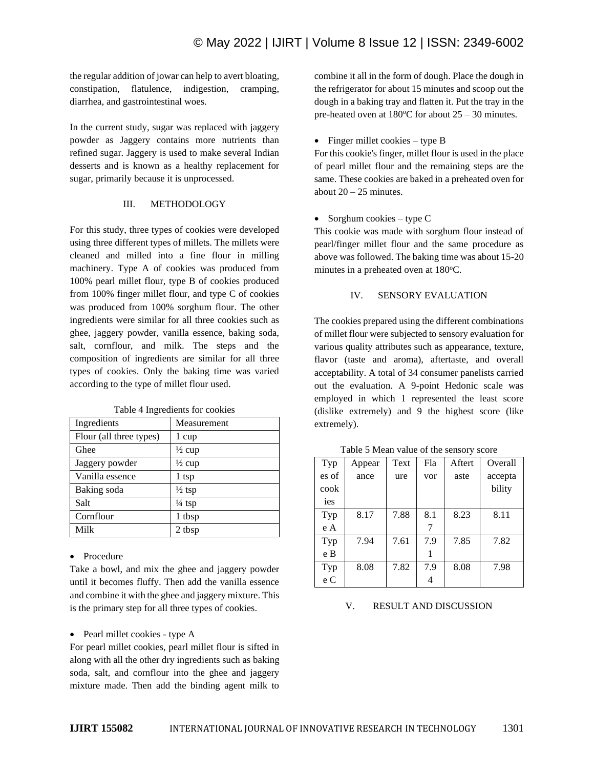the regular addition of jowar can help to avert bloating, constipation, flatulence, indigestion, cramping, diarrhea, and gastrointestinal woes.

In the current study, sugar was replaced with jaggery powder as Jaggery contains more nutrients than refined sugar. Jaggery is used to make several Indian desserts and is known as a healthy replacement for sugar, primarily because it is unprocessed.

## III. METHODOLOGY

For this study, three types of cookies were developed using three different types of millets. The millets were cleaned and milled into a fine flour in milling machinery. Type A of cookies was produced from 100% pearl millet flour, type B of cookies produced from 100% finger millet flour, and type C of cookies was produced from 100% sorghum flour. The other ingredients were similar for all three cookies such as ghee, jaggery powder, vanilla essence, baking soda, salt, cornflour, and milk. The steps and the composition of ingredients are similar for all three types of cookies. Only the baking time was varied according to the type of millet flour used.

Table 4 Ingredients for cookies

| Ingredients | Measurement |
|---|---|
| Flour (all three types) | 1 cup |
| Ghee | ½ cup |
| Jaggery powder | ½ cup |
| Vanilla essence | 1 tsp |
| Baking soda | ½ tsp |
| Salt | ¼ tsp |
| Cornflour | 1 tbsp |
| Milk | 2 tbsp |

- Procedure

Take a bowl, and mix the ghee and jaggery powder until it becomes fluffy. Then add the vanilla essence and combine it with the ghee and jaggery mixture. This is the primary step for all three types of cookies.

- Pearl millet cookies - type A

For pearl millet cookies, pearl millet flour is sifted in along with all the other dry ingredients such as baking soda, salt, and cornflour into the ghee and jaggery mixture made. Then add the binding agent milk to combine it all in the form of dough. Place the dough in the refrigerator for about 15 minutes and scoop out the dough in a baking tray and flatten it. Put the tray in the pre-heated oven at 180$^{o}$C for about 25 – 30 minutes.

- Finger millet cookies – type B

For this cookie's finger, millet flour is used in the place of pearl millet flour and the remaining steps are the same. These cookies are baked in a preheated oven for about 20 – 25 minutes.

- Sorghum cookies – type C

This cookie was made with sorghum flour instead of pearl/finger millet flour and the same procedure as above was followed. The baking time was about 15-20 minutes in a preheated oven at 180$^{o}$C.

## IV. SENSORY EVALUATION

The cookies prepared using the different combinations of millet flour were subjected to sensory evaluation for various quality attributes such as appearance, texture, flavor (taste and aroma), aftertaste, and overall acceptability. A total of 34 consumer panelists carried out the evaluation. A 9-point Hedonic scale was employed in which 1 represented the least score (dislike extremely) and 9 the highest score (like extremely).

Table 5 Mean value of the sensory score

| Types of cookies | Appearance | Texture | Flavor | Aftertaste | Overall acceptability |
|---|---|---|---|---|---|
| Type A | 8.17 | 7.88 | 8.17 | 8.23 | 8.11 |
| Type B | 7.94 | 7.61 | 7.91 | 7.85 | 7.82 |
| Type C | 8.08 | 7.82 | 7.94 | 8.08 | 7.98 |

## V. RESULT AND DISCUSSION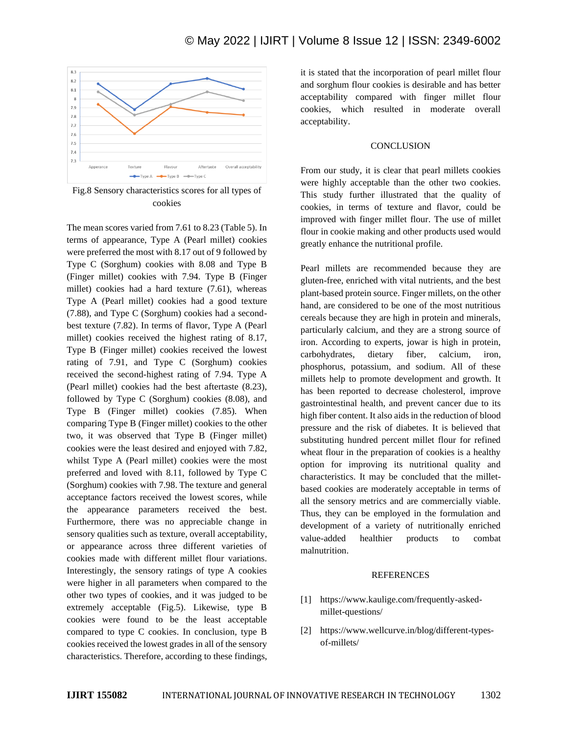Fig.8 Sensory characteristics scores for all types of cookies

The mean scores varied from 7.61 to 8.23 (Table 5). In terms of appearance, Type A (Pearl millet) cookies were preferred the most with 8.17 out of 9 followed by Type C (Sorghum) cookies with 8.08 and Type B (Finger millet) cookies with 7.94. Type B (Finger millet) cookies had a hard texture (7.61), whereas Type A (Pearl millet) cookies had a good texture (7.88), and Type C (Sorghum) cookies had a second-best texture (7.82). In terms of flavor, Type A (Pearl millet) cookies received the highest rating of 8.17, Type B (Finger millet) cookies received the lowest rating of 7.91, and Type C (Sorghum) cookies received the second-highest rating of 7.94. Type A (Pearl millet) cookies had the best aftertaste (8.23), followed by Type C (Sorghum) cookies (8.08), and Type B (Finger millet) cookies (7.85). When comparing Type B (Finger millet) cookies to the other two, it was observed that Type B (Finger millet) cookies were the least desired and enjoyed with 7.82, whilst Type A (Pearl millet) cookies were the most preferred and loved with 8.11, followed by Type C (Sorghum) cookies with 7.98. The texture and general acceptance factors received the lowest scores, while the appearance parameters received the best. Furthermore, there was no appreciable change in sensory qualities such as texture, overall acceptability, or appearance across three different varieties of cookies made with different millet flour variations. Interestingly, the sensory ratings of type A cookies were higher in all parameters when compared to the other two types of cookies, and it was judged to be extremely acceptable (Fig.5). Likewise, type B cookies were found to be the least acceptable compared to type C cookies. In conclusion, type B cookies received the lowest grades in all of the sensory characteristics. Therefore, according to these findings, it is stated that the incorporation of pearl millet flour and sorghum flour cookies is desirable and has better acceptability compared with finger millet flour cookies, which resulted in moderate overall acceptability.

## CONCLUSION

From our study, it is clear that pearl millets cookies were highly acceptable than the other two cookies. This study further illustrated that the quality of cookies, in terms of texture and flavor, could be improved with finger millet flour. The use of millet flour in cookie making and other products used would greatly enhance the nutritional profile.

Pearl millets are recommended because they are gluten-free, enriched with vital nutrients, and the best plant-based protein source. Finger millets, on the other hand, are considered to be one of the most nutritious cereals because they are high in protein and minerals, particularly calcium, and they are a strong source of iron. According to experts, jowar is high in protein, carbohydrates, dietary fiber, calcium, iron, phosphorus, potassium, and sodium. All of these millets help to promote development and growth. It has been reported to decrease cholesterol, improve gastrointestinal health, and prevent cancer due to its high fiber content. It also aids in the reduction of blood pressure and the risk of diabetes. It is believed that substituting hundred percent millet flour for refined wheat flour in the preparation of cookies is a healthy option for improving its nutritional quality and characteristics. It may be concluded that the millet-based cookies are moderately acceptable in terms of all the sensory metrics and are commercially viable. Thus, they can be employed in the formulation and development of a variety of nutritionally enriched value-added healthier products to combat malnutrition.

## REFERENCES

[1] https://www.kaulige.com/frequently-asked-millet-questions/

[2] https://www.wellcurve.in/blog/different-types-of-millets/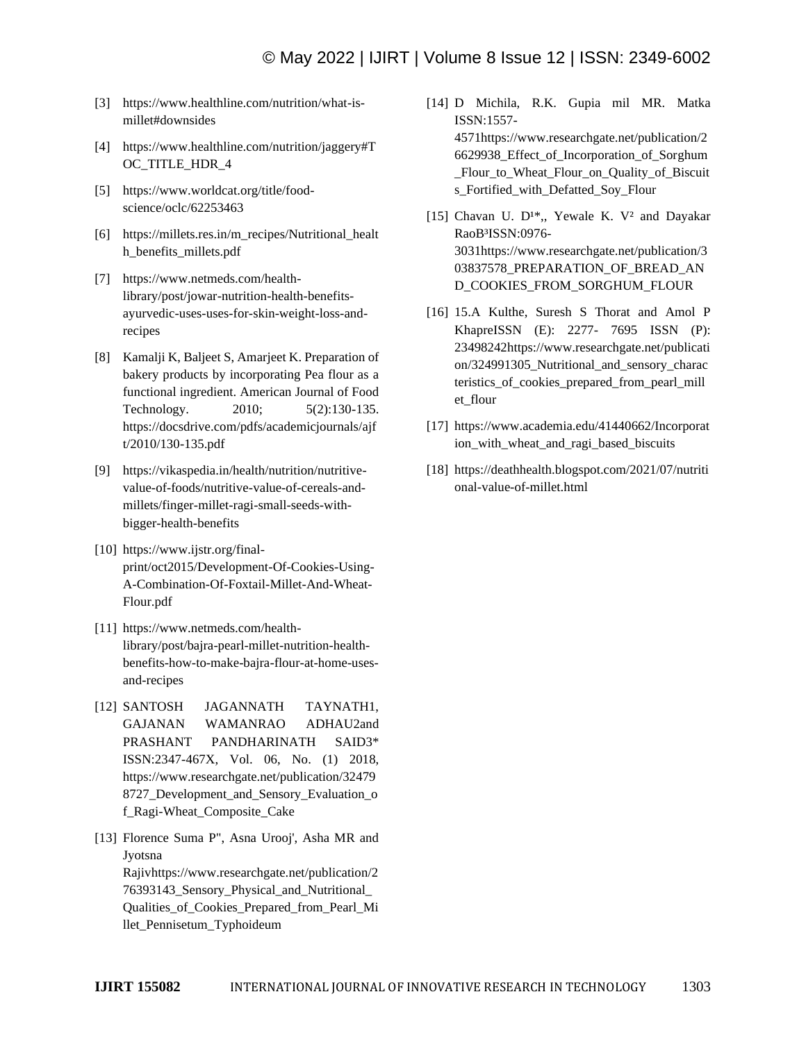[3] https://www.healthline.com/nutrition/what-is-millet#downsides

[4] https://www.healthline.com/nutrition/jaggery#TOC_TITLE_HDR_4

[5] https://www.worldcat.org/title/food-science/oclc/62253463

[6] https://millets.res.in/m_recipes/Nutritional_health_benefits_millets.pdf

[7] https://www.netmeds.com/health-library/post/jowar-nutrition-health-benefits-ayurvedic-uses-uses-for-skin-weight-loss-and-recipes

[8] Kamalji K, Baljeet S, Amarjeet K. Preparation of bakery products by incorporating Pea flour as a functional ingredient. American Journal of Food Technology. 2010; 5(2):130-135. https://docsdrive.com/pdfs/academicjournals/ajft/2010/130-135.pdf

[9] https://vikaspedia.in/health/nutrition/nutritive-value-of-foods/nutritive-value-of-cereals-and-millets/finger-millet-ragi-small-seeds-with-bigger-health-benefits

[10] https://www.ijstr.org/final-print/oct2015/Development-Of-Cookies-Using-A-Combination-Of-Foxtail-Millet-And-Wheat-Flour.pdf

[11] https://www.netmeds.com/health-library/post/bajra-pearl-millet-nutrition-health-benefits-how-to-make-bajra-flour-at-home-uses-and-recipes

[12] SANTOSH JAGANNATH TAYNATH1, GAJANAN WAMANRAO ADHAU2and PRASHANT PANDHARINATH SAID3* ISSN:2347-467X, Vol. 06, No. (1) 2018, https://www.researchgate.net/publication/324798727_Development_and_Sensory_Evaluation_of_Ragi-Wheat_Composite_Cake

[13] Florence Suma P", Asna Urooj', Asha MR and Jyotsna Rajivhttps://www.researchgate.net/publication/276393143_Sensory_Physical_and_Nutritional_Qualities_of_Cookies_Prepared_from_Pearl_Millet_Pennisetum_Typhoideum

[14] D Michila, R.K. Gupia mil MR. Matka ISSN:1557-4571https://www.researchgate.net/publication/26629938_Effect_of_Incorporation_of_Sorghum_Flour_to_Wheat_Flour_on_Quality_of_Biscuits_Fortified_with_Defatted_Soy_Flour

[15] Chavan U. D¹*,, Yewale K. V² and Dayakar RaoB³ISSN:0976-3031https://www.researchgate.net/publication/303837578_PREPARATION_OF_BREAD_AND_COOKIES_FROM_SORGHUM_FLOUR

[16] 15.A Kulthe, Suresh S Thorat and Amol P KhapreISSN (E): 2277- 7695 ISSN (P): 23498242https://www.researchgate.net/publication/324991305_Nutritional_and_sensory_characteristics_of_cookies_prepared_from_pearl_millet_flour

[17] https://www.academia.edu/41440662/Incorporation_with_wheat_and_ragi_based_biscuits

[18] https://deathhealth.blogspot.com/2021/07/nutritional-value-of-millet.html